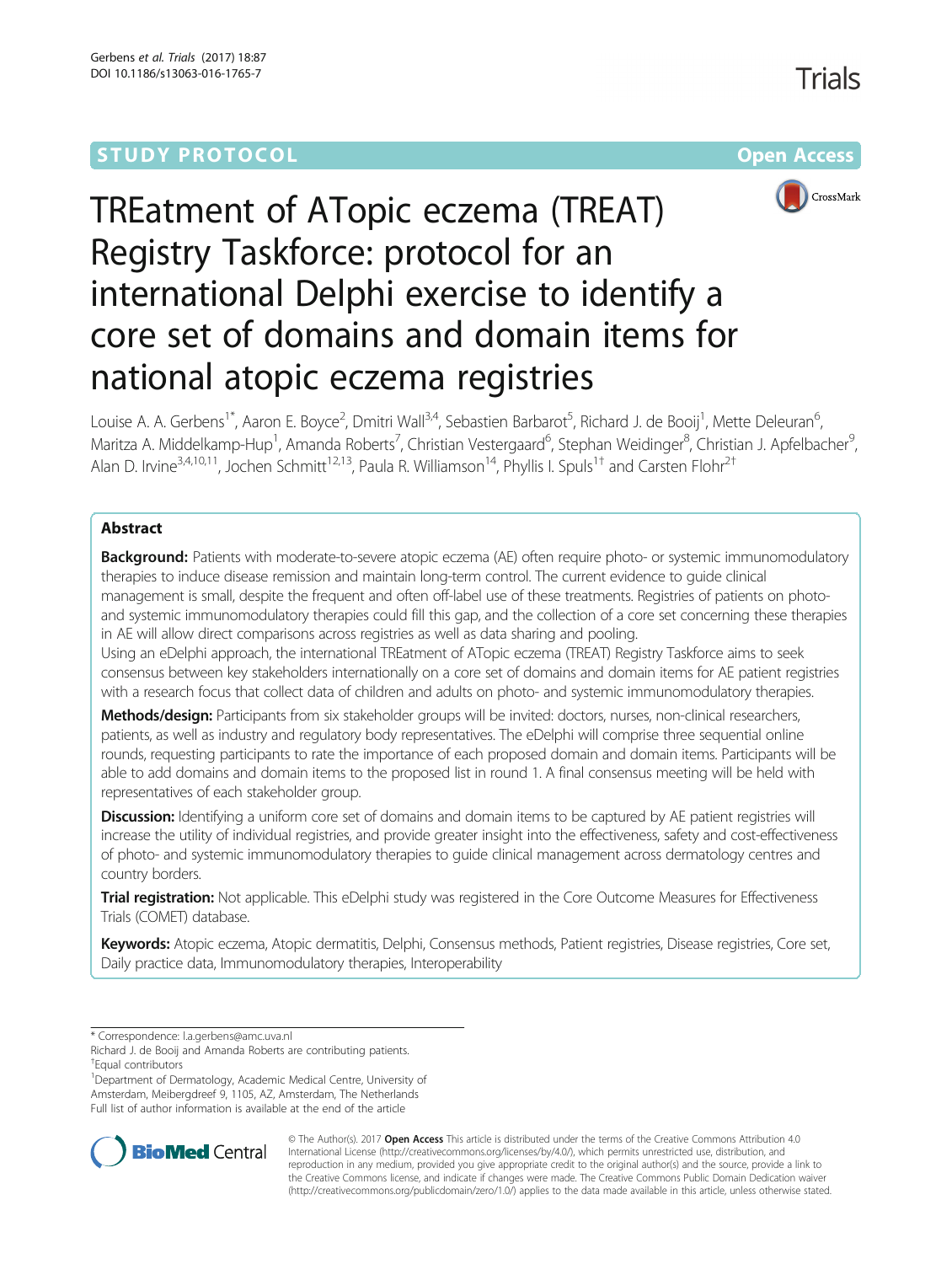STUDY PROTOCOL

Open Access

# TREatment of ATopic eczema (TREAT) Registry Taskforce: protocol for an international Delphi exercise to identify a core set of domains and domain items for national atopic eczema registries

Louise A. A. Gerbens[1*], Aaron E. Boyce[2], Dmitri Wall[3,4], Sebastien Barbarot[5], Richard J. de Booij[1], Mette Deleuran[6], Maritza A. Middelkamp-Hup[1], Amanda Roberts[7], Christian Vestergaard[6], Stephan Weidinger[8], Christian J. Apfelbacher[9], Alan D. Irvine[3,4,10,11], Jochen Schmitt[12,13], Paula R. Williamson[14], Phyllis I. Spuls[1†] and Carsten Flohr[2†]

## Abstract

**Background:** Patients with moderate-to-severe atopic eczema (AE) often require photo- or systemic immunomodulatory therapies to induce disease remission and maintain long-term control. The current evidence to guide clinical management is small, despite the frequent and often off-label use of these treatments. Registries of patients on photo- and systemic immunomodulatory therapies could fill this gap, and the collection of a core set concerning these therapies in AE will allow direct comparisons across registries as well as data sharing and pooling.

Using an eDelphi approach, the international TREatment of ATopic eczema (TREAT) Registry Taskforce aims to seek consensus between key stakeholders internationally on a core set of domains and domain items for AE patient registries with a research focus that collect data of children and adults on photo- and systemic immunomodulatory therapies.

**Methods/design:** Participants from six stakeholder groups will be invited: doctors, nurses, non-clinical researchers, patients, as well as industry and regulatory body representatives. The eDelphi will comprise three sequential online rounds, requesting participants to rate the importance of each proposed domain and domain items. Participants will be able to add domains and domain items to the proposed list in round 1. A final consensus meeting will be held with representatives of each stakeholder group.

**Discussion:** Identifying a uniform core set of domains and domain items to be captured by AE patient registries will increase the utility of individual registries, and provide greater insight into the effectiveness, safety and cost-effectiveness of photo- and systemic immunomodulatory therapies to guide clinical management across dermatology centres and country borders.

**Trial registration:** Not applicable. This eDelphi study was registered in the Core Outcome Measures for Effectiveness Trials (COMET) database.

**Keywords:** Atopic eczema, Atopic dermatitis, Delphi, Consensus methods, Patient registries, Disease registries, Core set, Daily practice data, Immunomodulatory therapies, Interoperability

\* Correspondence: l.a.gerbens@amc.uva.nl

Richard J. de Booij and Amanda Roberts are contributing patients.

†Equal contributors

[1]Department of Dermatology, Academic Medical Centre, University of Amsterdam, Meibergdreef 9, 1105, AZ, Amsterdam, The Netherlands

Full list of author information is available at the end of the article

© The Author(s). 2017 **Open Access** This article is distributed under the terms of the Creative Commons Attribution 4.0 International License (http://creativecommons.org/licenses/by/4.0/), which permits unrestricted use, distribution, and reproduction in any medium, provided you give appropriate credit to the original author(s) and the source, provide a link to the Creative Commons license, and indicate if changes were made. The Creative Commons Public Domain Dedication waiver (http://creativecommons.org/publicdomain/zero/1.0/) applies to the data made available in this article, unless otherwise stated.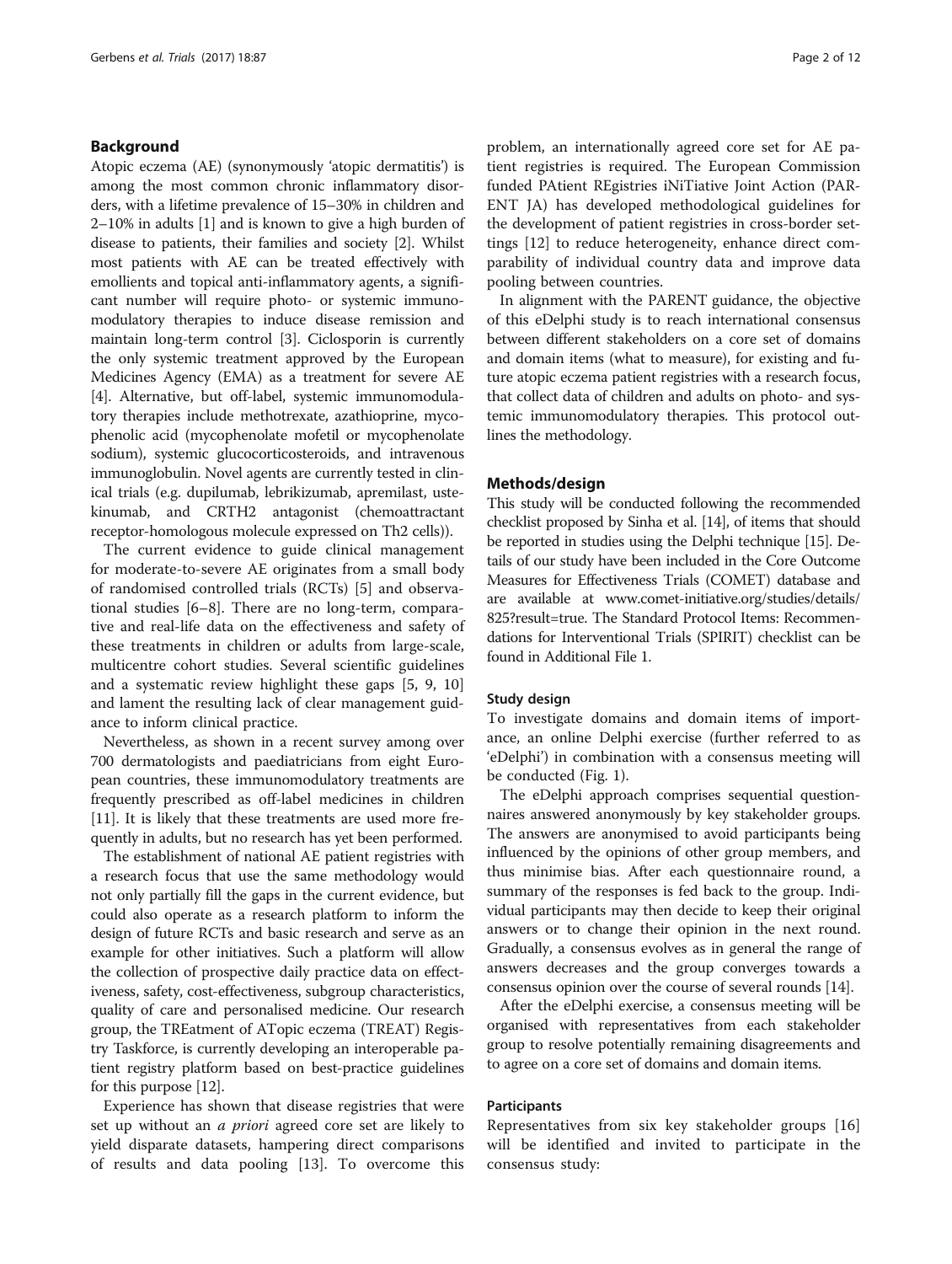## Background

Atopic eczema (AE) (synonymously 'atopic dermatitis') is among the most common chronic inflammatory disorders, with a lifetime prevalence of 15–30% in children and 2–10% in adults [1] and is known to give a high burden of disease to patients, their families and society [2]. Whilst most patients with AE can be treated effectively with emollients and topical anti-inflammatory agents, a significant number will require photo- or systemic immunomodulatory therapies to induce disease remission and maintain long-term control [3]. Ciclosporin is currently the only systemic treatment approved by the European Medicines Agency (EMA) as a treatment for severe AE [4]. Alternative, but off-label, systemic immunomodulatory therapies include methotrexate, azathioprine, mycophenolic acid (mycophenolate mofetil or mycophenolate sodium), systemic glucocorticosteroids, and intravenous immunoglobulin. Novel agents are currently tested in clinical trials (e.g. dupilumab, lebrikizumab, apremilast, ustekinumab, and CRTH2 antagonist (chemoattractant receptor-homologous molecule expressed on Th2 cells)).

The current evidence to guide clinical management for moderate-to-severe AE originates from a small body of randomised controlled trials (RCTs) [5] and observational studies [6–8]. There are no long-term, comparative and real-life data on the effectiveness and safety of these treatments in children or adults from large-scale, multicentre cohort studies. Several scientific guidelines and a systematic review highlight these gaps [5, 9, 10] and lament the resulting lack of clear management guidance to inform clinical practice.

Nevertheless, as shown in a recent survey among over 700 dermatologists and paediatricians from eight European countries, these immunomodulatory treatments are frequently prescribed as off-label medicines in children [11]. It is likely that these treatments are used more frequently in adults, but no research has yet been performed.

The establishment of national AE patient registries with a research focus that use the same methodology would not only partially fill the gaps in the current evidence, but could also operate as a research platform to inform the design of future RCTs and basic research and serve as an example for other initiatives. Such a platform will allow the collection of prospective daily practice data on effectiveness, safety, cost-effectiveness, subgroup characteristics, quality of care and personalised medicine. Our research group, the TREatment of ATopic eczema (TREAT) Registry Taskforce, is currently developing an interoperable patient registry platform based on best-practice guidelines for this purpose [12].

Experience has shown that disease registries that were set up without an *a priori* agreed core set are likely to yield disparate datasets, hampering direct comparisons of results and data pooling [13]. To overcome this problem, an internationally agreed core set for AE patient registries is required. The European Commission funded PAtient REgistries iNiTiative Joint Action (PARENT JA) has developed methodological guidelines for the development of patient registries in cross-border settings [12] to reduce heterogeneity, enhance direct comparability of individual country data and improve data pooling between countries.

In alignment with the PARENT guidance, the objective of this eDelphi study is to reach international consensus between different stakeholders on a core set of domains and domain items (what to measure), for existing and future atopic eczema patient registries with a research focus, that collect data of children and adults on photo- and systemic immunomodulatory therapies. This protocol outlines the methodology.

## Methods/design

This study will be conducted following the recommended checklist proposed by Sinha et al. [14], of items that should be reported in studies using the Delphi technique [15]. Details of our study have been included in the Core Outcome Measures for Effectiveness Trials (COMET) database and are available at www.comet-initiative.org/studies/details/825?result=true. The Standard Protocol Items: Recommendations for Interventional Trials (SPIRIT) checklist can be found in Additional File 1.

### Study design

To investigate domains and domain items of importance, an online Delphi exercise (further referred to as 'eDelphi') in combination with a consensus meeting will be conducted (Fig. 1).

The eDelphi approach comprises sequential questionnaires answered anonymously by key stakeholder groups. The answers are anonymised to avoid participants being influenced by the opinions of other group members, and thus minimise bias. After each questionnaire round, a summary of the responses is fed back to the group. Individual participants may then decide to keep their original answers or to change their opinion in the next round. Gradually, a consensus evolves as in general the range of answers decreases and the group converges towards a consensus opinion over the course of several rounds [14].

After the eDelphi exercise, a consensus meeting will be organised with representatives from each stakeholder group to resolve potentially remaining disagreements and to agree on a core set of domains and domain items.

### Participants

Representatives from six key stakeholder groups [16] will be identified and invited to participate in the consensus study: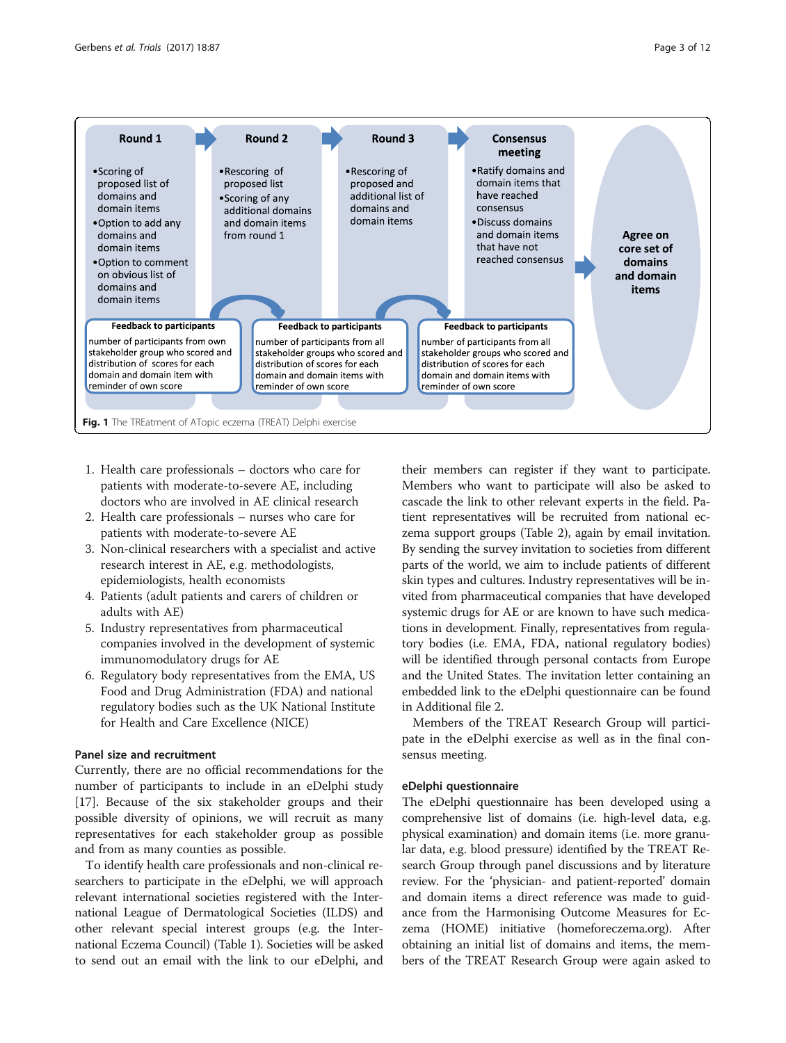**Round 1**

- Scoring of proposed list of domains and domain items
- Option to add any domains and domain items
- Option to comment on obvious list of domains and domain items

**Round 2**

- Rescoring of proposed list
- Scoring of any additional domains and domain items from round 1

**Round 3**

- Rescoring of proposed and additional list of domains and domain items

**Consensus meeting**

- Ratify domains and domain items that have reached consensus
- Discuss domains and domain items that have not reached consensus

**Agree on core set of domains and domain items**

**Feedback to participants** (after Round 1): number of participants from own stakeholder group who scored and distribution of scores for each domain and domain item with reminder of own score

**Feedback to participants** (after Round 2): number of participants from all stakeholder groups who scored and distribution of scores for each domain and domain items with reminder of own score

**Feedback to participants** (after Round 3): number of participants from all stakeholder groups who scored and distribution of scores for each domain and domain items with reminder of own score

**Fig. 1** The TREatment of ATopic eczema (TREAT) Delphi exercise

1. Health care professionals – doctors who care for patients with moderate-to-severe AE, including doctors who are involved in AE clinical research
2. Health care professionals – nurses who care for patients with moderate-to-severe AE
3. Non-clinical researchers with a specialist and active research interest in AE, e.g. methodologists, epidemiologists, health economists
4. Patients (adult patients and carers of children or adults with AE)
5. Industry representatives from pharmaceutical companies involved in the development of systemic immunomodulatory drugs for AE
6. Regulatory body representatives from the EMA, US Food and Drug Administration (FDA) and national regulatory bodies such as the UK National Institute for Health and Care Excellence (NICE)

### Panel size and recruitment

Currently, there are no official recommendations for the number of participants to include in an eDelphi study [17]. Because of the six stakeholder groups and their possible diversity of opinions, we will recruit as many representatives for each stakeholder group as possible and from as many counties as possible.

To identify health care professionals and non-clinical researchers to participate in the eDelphi, we will approach relevant international societies registered with the International League of Dermatological Societies (ILDS) and other relevant special interest groups (e.g. the International Eczema Council) (Table 1). Societies will be asked to send out an email with the link to our eDelphi, and their members can register if they want to participate. Members who want to participate will also be asked to cascade the link to other relevant experts in the field. Patient representatives will be recruited from national eczema support groups (Table 2), again by email invitation. By sending the survey invitation to societies from different parts of the world, we aim to include patients of different skin types and cultures. Industry representatives will be invited from pharmaceutical companies that have developed systemic drugs for AE or are known to have such medications in development. Finally, representatives from regulatory bodies (i.e. EMA, FDA, national regulatory bodies) will be identified through personal contacts from Europe and the United States. The invitation letter containing an embedded link to the eDelphi questionnaire can be found in Additional file 2.

Members of the TREAT Research Group will participate in the eDelphi exercise as well as in the final consensus meeting.

### eDelphi questionnaire

The eDelphi questionnaire has been developed using a comprehensive list of domains (i.e. high-level data, e.g. physical examination) and domain items (i.e. more granular data, e.g. blood pressure) identified by the TREAT Research Group through panel discussions and by literature review. For the 'physician- and patient-reported' domain and domain items a direct reference was made to guidance from the Harmonising Outcome Measures for Eczema (HOME) initiative (homeforeczema.org). After obtaining an initial list of domains and items, the members of the TREAT Research Group were again asked to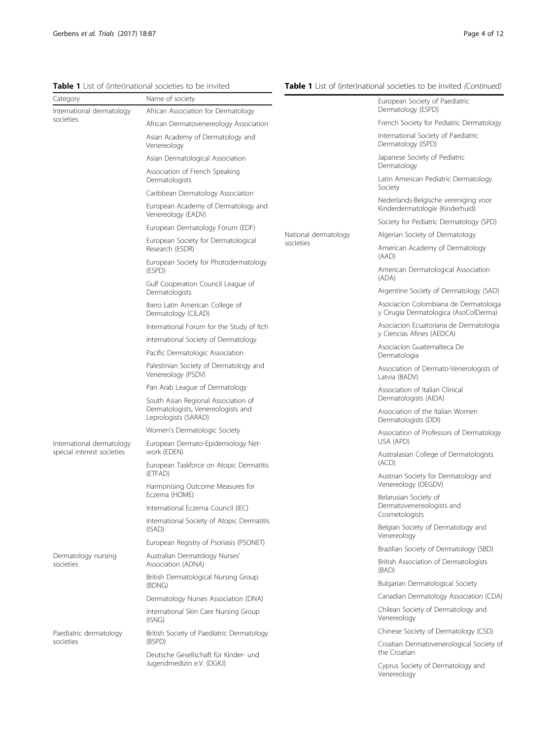**Table 1** List of (inter)national societies to be invited

| Category | Name of society |
| --- | --- |
| International dermatology societies | African Association for Dermatology |
| | African Dermatovenereology Association |
| | Asian Academy of Dermatology and Venereology |
| | Asian Dermatological Association |
| | Association of French Speaking Dermatologists |
| | Caribbean Dermatology Association |
| | European Academy of Dermatology and Venereology (EADV) |
| | European Dermatology Forum (EDF) |
| | European Society for Dermatological Research (ESDR) |
| | European Society for Photodermatology (ESPD) |
| | Gulf Cooperation Council League of Dermatologists |
| | Ibero Latin American College of Dermatology (CILAD) |
| | International Forum for the Study of Itch |
| | International Society of Dermatology |
| | Pacific Dermatologic Association |
| | Palestinian Society of Dermatology and Venereology (PSDV) |
| | Pan Arab League of Dermatology |
| | South Asian Regional Association of Dermatologists, Venereologists and Leprologists (SARAD) |
| | Women's Dermatologic Society |
| International dermatology special interest societies | European Dermato-Epidemiology Network (EDEN) |
| | European Taskforce on Atopic Dermatitis (ETFAD) |
| | Harmonising Outcome Measures for Eczema (HOME) |
| | International Eczema Council (IEC) |
| | International Society of Atopic Dermatitis (ISAD) |
| | European Registry of Psoriasis (PSONET) |
| Dermatology nursing societies | Australian Dermatology Nurses' Association (ADNA) |
| | British Dermatological Nursing Group (BDNG) |
| | Dermatology Nurses Association (DNA) |
| | International Skin Care Nursing Group (ISNG) |
| Paediatric dermatology societies | British Society of Paediatric Dermatology (BSPD) |
| | Deutsche Gesellschaft für Kinder- und Jugendmedizin e.V. (DGKJ) |
| | European Society of Paediatric Dermatology (ESPD) |
| | French Society for Pediatric Dermatology |
| | International Society of Paediatric Dermatology (ISPD) |
| | Japanese Society of Pediatric Dermatology |
| | Latin American Pediatric Dermatology Society |
| | Nederlands-Belgische vereniging voor Kinderdermatologie (Kinderhuid) |
| | Society for Pediatric Dermatology (SPD) |
| National dermatology societies | Algerian Society of Dermatology |
| | American Academy of Dermatology (AAD) |
| | American Dermatological Association (ADA) |
| | Argentine Society of Dermatology (SAD) |
| | Asociacion Colombiana de Dermatoloiga y Cirugia Dermatologica (AsoColDerma) |
| | Asociacion Ecuatoriana de Dermatologia y Ciencias Afines (AEDCA) |
| | Asociacion Guatemalteca De Dermatologia |
| | Association of Dermato-Venerologists of Latvia (BADV) |
| | Association of Italian Clinical Dermatologists (AIDA) |
| | Association of the Italian Women Dermatologists (DDI) |
| | Association of Professors of Dermatology USA (APD) |
| | Australasian College of Dermatologists (ACD) |
| | Austrian Society for Dermatology and Venereology (OEGDV) |
| | Belarusian Society of Dermatovenereologists and Cosmetologists |
| | Belgian Society of Dermatology and Venereology |
| | Brazilian Society of Dermatology (SBD) |
| | British Association of Dermatologists (BAD) |
| | Bulgarian Dermatological Society |
| | Canadian Dermatology Association (CDA) |
| | Chilean Society of Dermatology and Venereology |
| | Chinese Society of Dermatology (CSD) |
| | Croatian Dermatovenerological Society of the Croatian |
| | Cyprus Society of Dermatology and Venereology |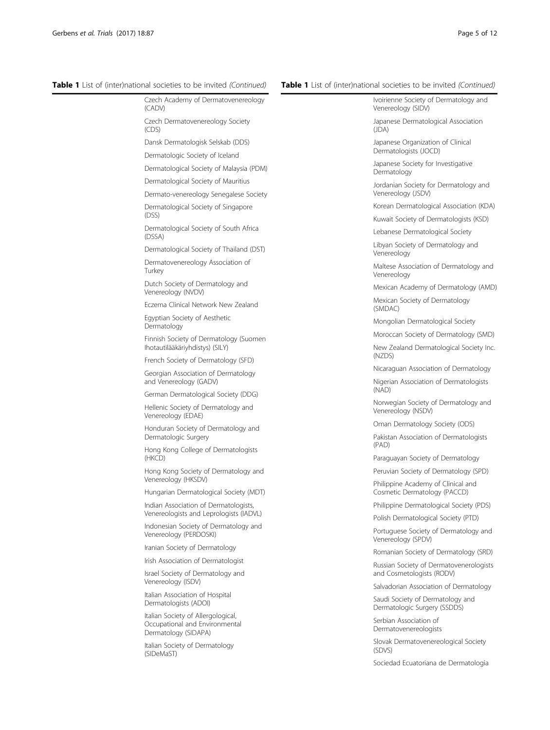**Table 1** List of (inter)national societies to be invited *(Continued)*

| | |
|---|---|
| | Czech Academy of Dermatovenereology (CADV) |
| | Czech Dermatovenereology Society (CDS) |
| | Dansk Dermatologisk Selskab (DDS) |
| | Dermatologic Society of Iceland |
| | Dermatological Society of Malaysia (PDM) |
| | Dermatological Society of Mauritius |
| | Dermato-venereology Senegalese Society |
| | Dermatological Society of Singapore (DSS) |
| | Dermatological Society of South Africa (DSSA) |
| | Dermatological Society of Thailand (DST) |
| | Dermatovenereology Association of Turkey |
| | Dutch Society of Dermatology and Venereology (NVDV) |
| | Eczema Clinical Network New Zealand |
| | Egyptian Society of Aesthetic Dermatology |
| | Finnish Society of Dermatology (Suomen Ihotautilääkäriyhdistys) (SILY) |
| | French Society of Dermatology (SFD) |
| | Georgian Association of Dermatology and Venereology (GADV) |
| | German Dermatological Society (DDG) |
| | Hellenic Society of Dermatology and Venereology (EDAE) |
| | Honduran Society of Dermatology and Dermatologic Surgery |
| | Hong Kong College of Dermatologists (HKCD) |
| | Hong Kong Society of Dermatology and Venereology (HKSDV) |
| | Hungarian Dermatological Society (MDT) |
| | Indian Association of Dermatologists, Venereologists and Leprologists (IADVL) |
| | Indonesian Society of Dermatology and Venereology (PERDOSKI) |
| | Iranian Society of Dermatology |
| | Irish Association of Dermatologist |
| | Israel Society of Dermatology and Venereology (ISDV) |
| | Italian Association of Hospital Dermatologists (ADOI) |
| | Italian Society of Allergological, Occupational and Environmental Dermatology (SIDAPA) |
| | Italian Society of Dermatology (SIDeMaST) |
| | Ivoirienne Society of Dermatology and Venereology (SIDV) |
| | Japanese Dermatological Association (JDA) |
| | Japanese Organization of Clinical Dermatologists (JOCD) |
| | Japanese Society for Investigative Dermatology |
| | Jordanian Society for Dermatology and Venereology (JSDV) |
| | Korean Dermatological Association (KDA) |
| | Kuwait Society of Dermatologists (KSD) |
| | Lebanese Dermatological Society |
| | Libyan Society of Dermatology and Venereology |
| | Maltese Association of Dermatology and Venereology |
| | Mexican Academy of Dermatology (AMD) |
| | Mexican Society of Dermatology (SMDAC) |
| | Mongolian Dermatological Society |
| | Moroccan Society of Dermatology (SMD) |
| | New Zealand Dermatological Society Inc. (NZDS) |
| | Nicaraguan Association of Dermatology |
| | Nigerian Association of Dermatologists (NAD) |
| | Norwegian Society of Dermatology and Venereology (NSDV) |
| | Oman Dermatology Society (ODS) |
| | Pakistan Association of Dermatologists (PAD) |
| | Paraguayan Society of Dermatology |
| | Peruvian Society of Dermatology (SPD) |
| | Philippine Academy of Clinical and Cosmetic Dermatology (PACCD) |
| | Philippine Dermatological Society (PDS) |
| | Polish Dermatological Society (PTD) |
| | Portuguese Society of Dermatology and Venereology (SPDV) |
| | Romanian Society of Dermatology (SRD) |
| | Russian Society of Dermatovenerologists and Cosmetologists (RODV) |
| | Salvadorian Association of Dermatology |
| | Saudi Society of Dermatology and Dermatologic Surgery (SSDDS) |
| | Serbian Association of Dermatovenereologists |
| | Slovak Dermatovenereological Society (SDVS) |
| | Sociedad Ecuatoriana de Dermatologia |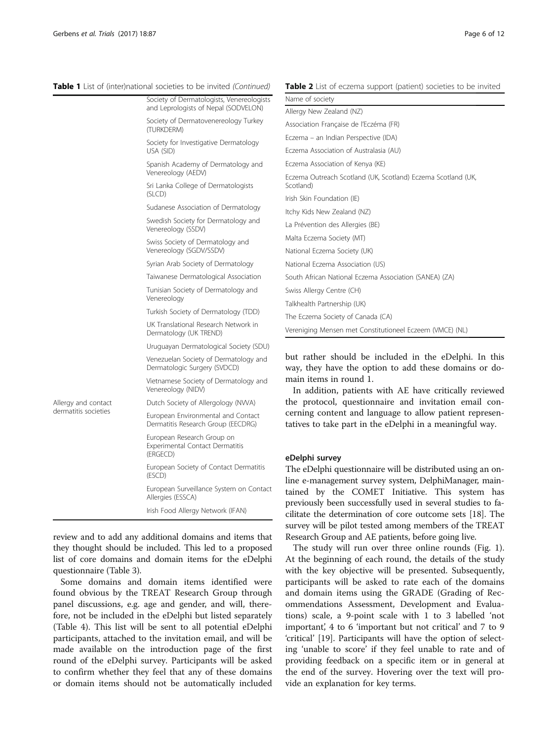**Table 1** List of (inter)national societies to be invited *(Continued)*

| | |
|---|---|
| | Society of Dermatologists, Venereologists and Leprologists of Nepal (SODVELON) |
| | Society of Dermatovenereology Turkey (TURKDERM) |
| | Society for Investigative Dermatology USA (SID) |
| | Spanish Academy of Dermatology and Venereology (AEDV) |
| | Sri Lanka College of Dermatologists (SLCD) |
| | Sudanese Association of Dermatology |
| | Swedish Society for Dermatology and Venereology (SSDV) |
| | Swiss Society of Dermatology and Venereology (SGDV/SSDV) |
| | Syrian Arab Society of Dermatology |
| | Taiwanese Dermatological Association |
| | Tunisian Society of Dermatology and Venereology |
| | Turkish Society of Dermatology (TDD) |
| | UK Translational Research Network in Dermatology (UK TREND) |
| | Uruguayan Dermatological Society (SDU) |
| | Venezuelan Society of Dermatology and Dermatologic Surgery (SVDCD) |
| | Vietnamese Society of Dermatology and Venereology (NIDV) |
| Allergy and contact dermatitis societies | Dutch Society of Allergology (NVVA) |
| | European Environmental and Contact Dermatitis Research Group (EECDRG) |
| | European Research Group on Experimental Contact Dermatitis (ERGECD) |
| | European Society of Contact Dermatitis (ESCD) |
| | European Surveillance System on Contact Allergies (ESSCA) |
| | Irish Food Allergy Network (IFAN) |

review and to add any additional domains and items that they thought should be included. This led to a proposed list of core domains and domain items for the eDelphi questionnaire (Table 3).

Some domains and domain items identified were found obvious by the TREAT Research Group through panel discussions, e.g. age and gender, and will, therefore, not be included in the eDelphi but listed separately (Table 4). This list will be sent to all potential eDelphi participants, attached to the invitation email, and will be made available on the introduction page of the first round of the eDelphi survey. Participants will be asked to confirm whether they feel that any of these domains or domain items should not be automatically included but rather should be included in the eDelphi. In this way, they have the option to add these domains or domain items in round 1.

In addition, patients with AE have critically reviewed the protocol, questionnaire and invitation email concerning content and language to allow patient representatives to take part in the eDelphi in a meaningful way.

**Table 2** List of eczema support (patient) societies to be invited

| Name of society |
|---|
| Allergy New Zealand (NZ) |
| Association Française de l'Eczéma (FR) |
| Eczema – an Indian Perspective (IDA) |
| Eczema Association of Australasia (AU) |
| Eczema Association of Kenya (KE) |
| Eczema Outreach Scotland (UK, Scotland) Eczema Scotland (UK, Scotland) |
| Irish Skin Foundation (IE) |
| Itchy Kids New Zealand (NZ) |
| La Prévention des Allergies (BE) |
| Malta Eczema Society (MT) |
| National Eczema Society (UK) |
| National Eczema Association (US) |
| South African National Eczema Association (SANEA) (ZA) |
| Swiss Allergy Centre (CH) |
| Talkhealth Partnership (UK) |
| The Eczema Society of Canada (CA) |
| Vereniging Mensen met Constitutioneel Eczeem (VMCE) (NL) |

#### eDelphi survey

The eDelphi questionnaire will be distributed using an online e-management survey system, DelphiManager, maintained by the COMET Initiative. This system has previously been successfully used in several studies to facilitate the determination of core outcome sets [18]. The survey will be pilot tested among members of the TREAT Research Group and AE patients, before going live.

The study will run over three online rounds (Fig. 1). At the beginning of each round, the details of the study with the key objective will be presented. Subsequently, participants will be asked to rate each of the domains and domain items using the GRADE (Grading of Recommendations Assessment, Development and Evaluations) scale, a 9-point scale with 1 to 3 labelled 'not important', 4 to 6 'important but not critical' and 7 to 9 'critical' [19]. Participants will have the option of selecting 'unable to score' if they feel unable to rate and of providing feedback on a specific item or in general at the end of the survey. Hovering over the text will provide an explanation for key terms.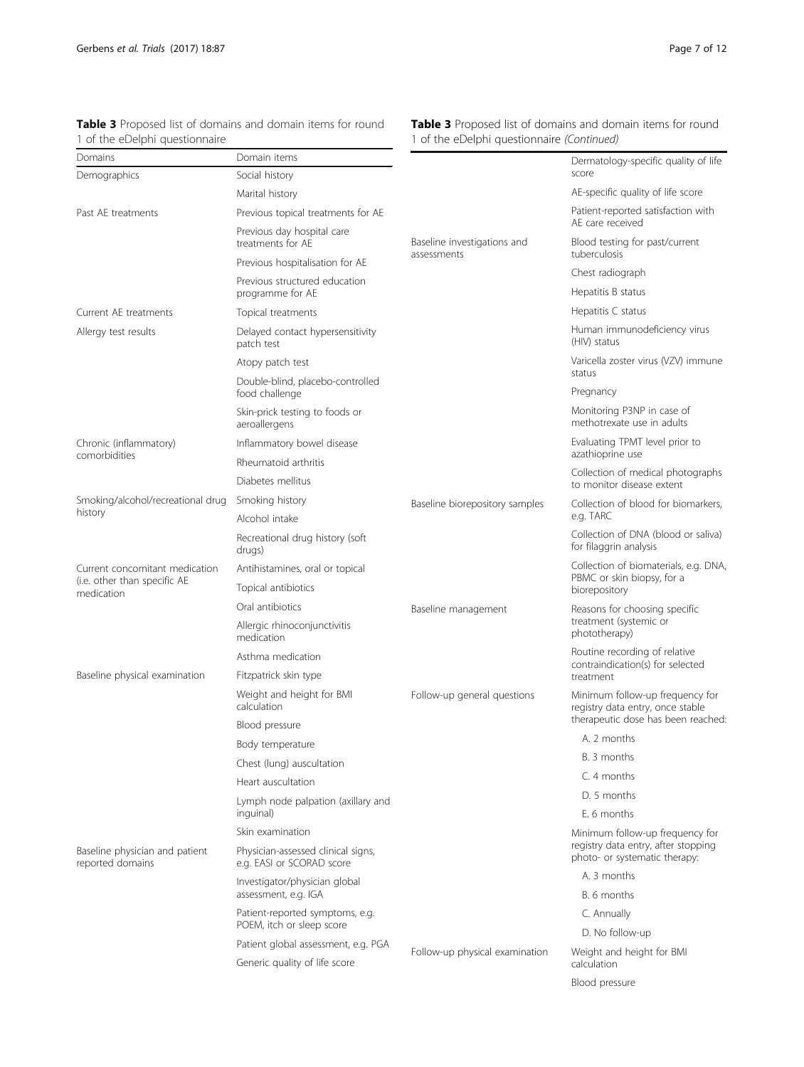**Table 3** Proposed list of domains and domain items for round 1 of the eDelphi questionnaire

| Domains | Domain items |
| --- | --- |
| Demographics | Social history |
| | Marital history |
| Past AE treatments | Previous topical treatments for AE |
| | Previous day hospital care treatments for AE |
| | Previous hospitalisation for AE |
| | Previous structured education programme for AE |
| Current AE treatments | Topical treatments |
| Allergy test results | Delayed contact hypersensitivity patch test |
| | Atopy patch test |
| | Double-blind, placebo-controlled food challenge |
| | Skin-prick testing to foods or aeroallergens |
| Chronic (inflammatory) comorbidities | Inflammatory bowel disease |
| | Rheumatoid arthritis |
| | Diabetes mellitus |
| Smoking/alcohol/recreational drug history | Smoking history |
| | Alcohol intake |
| | Recreational drug history (soft drugs) |
| Current concomitant medication (i.e. other than specific AE medication | Antihistamines, oral or topical |
| | Topical antibiotics |
| | Oral antibiotics |
| | Allergic rhinoconjunctivitis medication |
| | Asthma medication |
| Baseline physical examination | Fitzpatrick skin type |
| | Weight and height for BMI calculation |
| | Blood pressure |
| | Body temperature |
| | Chest (lung) auscultation |
| | Heart auscultation |
| | Lymph node palpation (axillary and inguinal) |
| | Skin examination |
| Baseline physician and patient reported domains | Physician-assessed clinical signs, e.g. EASI or SCORAD score |
| | Investigator/physician global assessment, e.g. IGA |
| | Patient-reported symptoms, e.g. POEM, itch or sleep score |
| | Patient global assessment, e.g. PGA |
| | Generic quality of life score |
| | Dermatology-specific quality of life score |
| | AE-specific quality of life score |
| | Patient-reported satisfaction with AE care received |
| Baseline investigations and assessments | Blood testing for past/current tuberculosis |
| | Chest radiograph |
| | Hepatitis B status |
| | Hepatitis C status |
| | Human immunodeficiency virus (HIV) status |
| | Varicella zoster virus (VZV) immune status |
| | Pregnancy |
| | Monitoring P3NP in case of methotrexate use in adults |
| | Evaluating TPMT level prior to azathioprine use |
| | Collection of medical photographs to monitor disease extent |
| Baseline biorepository samples | Collection of blood for biomarkers, e.g. TARC |
| | Collection of DNA (blood or saliva) for filaggrin analysis |
| | Collection of biomaterials, e.g. DNA, PBMC or skin biopsy, for a biorepository |
| Baseline management | Reasons for choosing specific treatment (systemic or phototherapy) |
| | Routine recording of relative contraindication(s) for selected treatment |
| Follow-up general questions | Minimum follow-up frequency for registry data entry, once stable therapeutic dose has been reached: |
| | A. 2 months |
| | B. 3 months |
| | C. 4 months |
| | D. 5 months |
| | E. 6 months |
| | Minimum follow-up frequency for registry data entry, after stopping photo- or systematic therapy: |
| | A. 3 months |
| | B. 6 months |
| | C. Annually |
| | D. No follow-up |
| Follow-up physical examination | Weight and height for BMI calculation |
| | Blood pressure |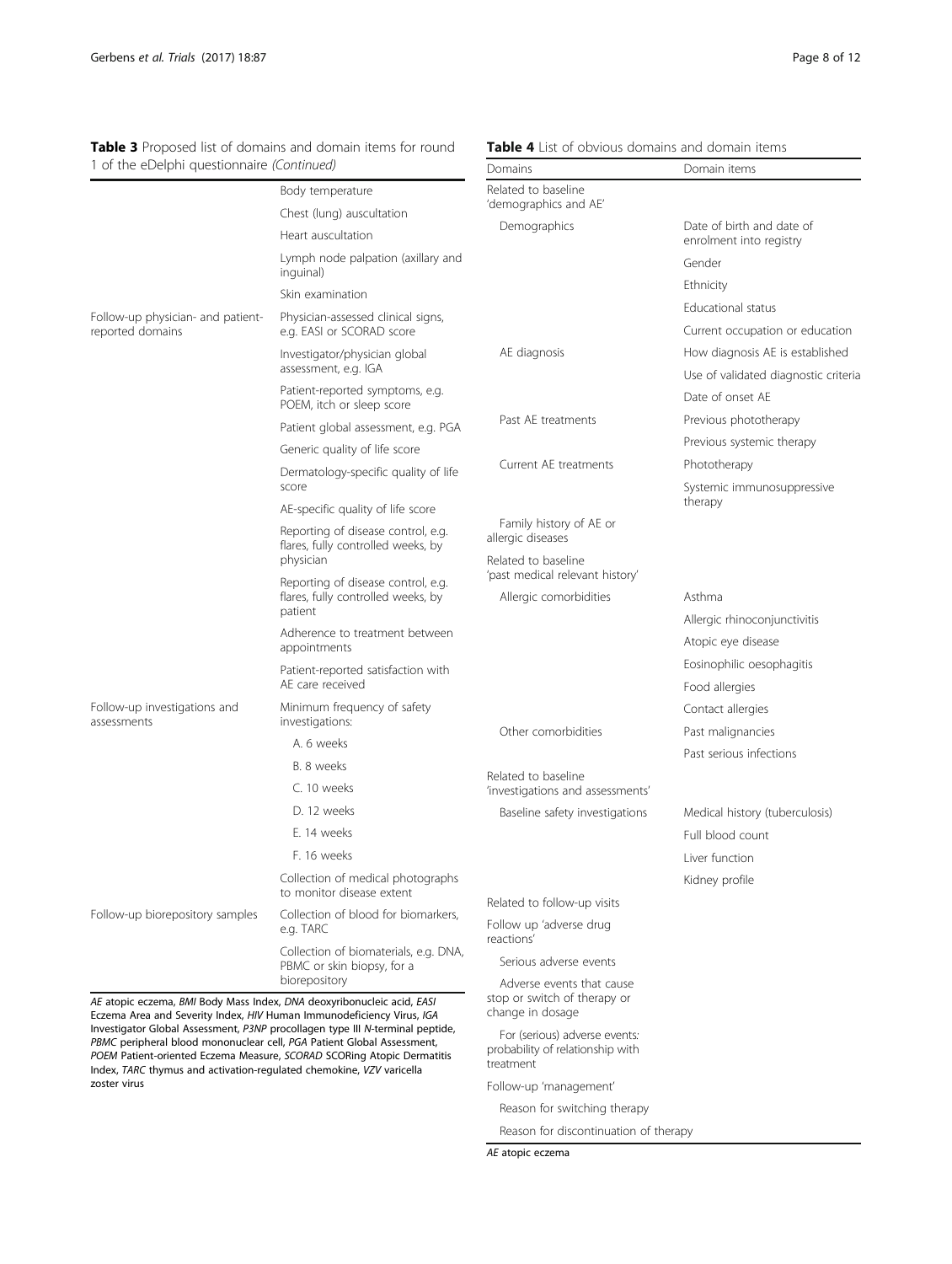**Table 3** Proposed list of domains and domain items for round 1 of the eDelphi questionnaire *(Continued)*

| | |
|---|---|
| | Body temperature |
| | Chest (lung) auscultation |
| | Heart auscultation |
| | Lymph node palpation (axillary and inguinal) |
| | Skin examination |
| Follow-up physician- and patient-reported domains | Physician-assessed clinical signs, e.g. EASI or SCORAD score |
| | Investigator/physician global assessment, e.g. IGA |
| | Patient-reported symptoms, e.g. POEM, itch or sleep score |
| | Patient global assessment, e.g. PGA |
| | Generic quality of life score |
| | Dermatology-specific quality of life score |
| | AE-specific quality of life score |
| | Reporting of disease control, e.g. flares, fully controlled weeks, by physician |
| | Reporting of disease control, e.g. flares, fully controlled weeks, by patient |
| | Adherence to treatment between appointments |
| | Patient-reported satisfaction with AE care received |
| Follow-up investigations and assessments | Minimum frequency of safety investigations: |
| | A. 6 weeks |
| | B. 8 weeks |
| | C. 10 weeks |
| | D. 12 weeks |
| | E. 14 weeks |
| | F. 16 weeks |
| | Collection of medical photographs to monitor disease extent |
| Follow-up biorepository samples | Collection of blood for biomarkers, e.g. TARC |
| | Collection of biomaterials, e.g. DNA, PBMC or skin biopsy, for a biorepository |

*AE* atopic eczema, *BMI* Body Mass Index, *DNA* deoxyribonucleic acid, *EASI* Eczema Area and Severity Index, *HIV* Human Immunodeficiency Virus, *IGA* Investigator Global Assessment, *P3NP* procollagen type III *N*-terminal peptide, *PBMC* peripheral blood mononuclear cell, *PGA* Patient Global Assessment, *POEM* Patient-oriented Eczema Measure, *SCORAD* SCORing Atopic Dermatitis Index, *TARC* thymus and activation-regulated chemokine, *VZV* varicella zoster virus

**Table 4** List of obvious domains and domain items

| Domains | Domain items |
|---|---|
| Related to baseline 'demographics and AE' | |
| Demographics | Date of birth and date of enrolment into registry |
| | Gender |
| | Ethnicity |
| | Educational status |
| | Current occupation or education |
| AE diagnosis | How diagnosis AE is established |
| | Use of validated diagnostic criteria |
| | Date of onset AE |
| Past AE treatments | Previous phototherapy |
| | Previous systemic therapy |
| Current AE treatments | Phototherapy |
| | Systemic immunosuppressive therapy |
| Family history of AE or allergic diseases | |
| Related to baseline 'past medical relevant history' | |
| Allergic comorbidities | Asthma |
| | Allergic rhinoconjunctivitis |
| | Atopic eye disease |
| | Eosinophilic oesophagitis |
| | Food allergies |
| | Contact allergies |
| Other comorbidities | Past malignancies |
| | Past serious infections |
| Related to baseline 'investigations and assessments' | |
| Baseline safety investigations | Medical history (tuberculosis) |
| | Full blood count |
| | Liver function |
| | Kidney profile |
| Related to follow-up visits | |
| Follow up 'adverse drug reactions' | |
| Serious adverse events | |
| Adverse events that cause stop or switch of therapy or change in dosage | |
| For (serious) adverse events: probability of relationship with treatment | |
| Follow-up 'management' | |
| Reason for switching therapy | |
| Reason for discontinuation of therapy | |

*AE* atopic eczema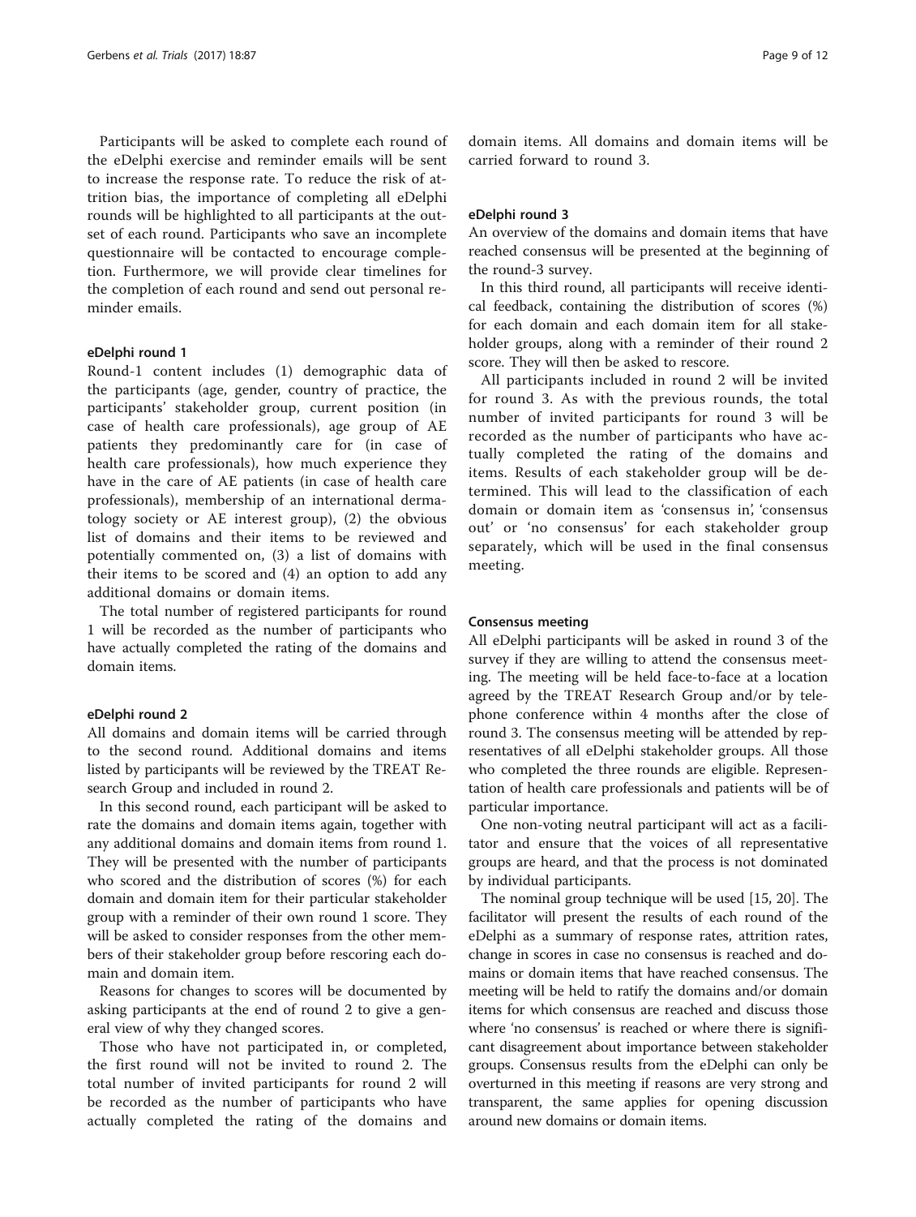Participants will be asked to complete each round of the eDelphi exercise and reminder emails will be sent to increase the response rate. To reduce the risk of attrition bias, the importance of completing all eDelphi rounds will be highlighted to all participants at the outset of each round. Participants who save an incomplete questionnaire will be contacted to encourage completion. Furthermore, we will provide clear timelines for the completion of each round and send out personal reminder emails.

#### eDelphi round 1

Round-1 content includes (1) demographic data of the participants (age, gender, country of practice, the participants' stakeholder group, current position (in case of health care professionals), age group of AE patients they predominantly care for (in case of health care professionals), how much experience they have in the care of AE patients (in case of health care professionals), membership of an international dermatology society or AE interest group), (2) the obvious list of domains and their items to be reviewed and potentially commented on, (3) a list of domains with their items to be scored and (4) an option to add any additional domains or domain items.

The total number of registered participants for round 1 will be recorded as the number of participants who have actually completed the rating of the domains and domain items.

#### eDelphi round 2

All domains and domain items will be carried through to the second round. Additional domains and items listed by participants will be reviewed by the TREAT Research Group and included in round 2.

In this second round, each participant will be asked to rate the domains and domain items again, together with any additional domains and domain items from round 1. They will be presented with the number of participants who scored and the distribution of scores (%) for each domain and domain item for their particular stakeholder group with a reminder of their own round 1 score. They will be asked to consider responses from the other members of their stakeholder group before rescoring each domain and domain item.

Reasons for changes to scores will be documented by asking participants at the end of round 2 to give a general view of why they changed scores.

Those who have not participated in, or completed, the first round will not be invited to round 2. The total number of invited participants for round 2 will be recorded as the number of participants who have actually completed the rating of the domains and domain items. All domains and domain items will be carried forward to round 3.

#### eDelphi round 3

An overview of the domains and domain items that have reached consensus will be presented at the beginning of the round-3 survey.

In this third round, all participants will receive identical feedback, containing the distribution of scores (%) for each domain and each domain item for all stakeholder groups, along with a reminder of their round 2 score. They will then be asked to rescore.

All participants included in round 2 will be invited for round 3. As with the previous rounds, the total number of invited participants for round 3 will be recorded as the number of participants who have actually completed the rating of the domains and items. Results of each stakeholder group will be determined. This will lead to the classification of each domain or domain item as 'consensus in', 'consensus out' or 'no consensus' for each stakeholder group separately, which will be used in the final consensus meeting.

#### Consensus meeting

All eDelphi participants will be asked in round 3 of the survey if they are willing to attend the consensus meeting. The meeting will be held face-to-face at a location agreed by the TREAT Research Group and/or by telephone conference within 4 months after the close of round 3. The consensus meeting will be attended by representatives of all eDelphi stakeholder groups. All those who completed the three rounds are eligible. Representation of health care professionals and patients will be of particular importance.

One non-voting neutral participant will act as a facilitator and ensure that the voices of all representative groups are heard, and that the process is not dominated by individual participants.

The nominal group technique will be used [15, 20]. The facilitator will present the results of each round of the eDelphi as a summary of response rates, attrition rates, change in scores in case no consensus is reached and domains or domain items that have reached consensus. The meeting will be held to ratify the domains and/or domain items for which consensus are reached and discuss those where 'no consensus' is reached or where there is significant disagreement about importance between stakeholder groups. Consensus results from the eDelphi can only be overturned in this meeting if reasons are very strong and transparent, the same applies for opening discussion around new domains or domain items.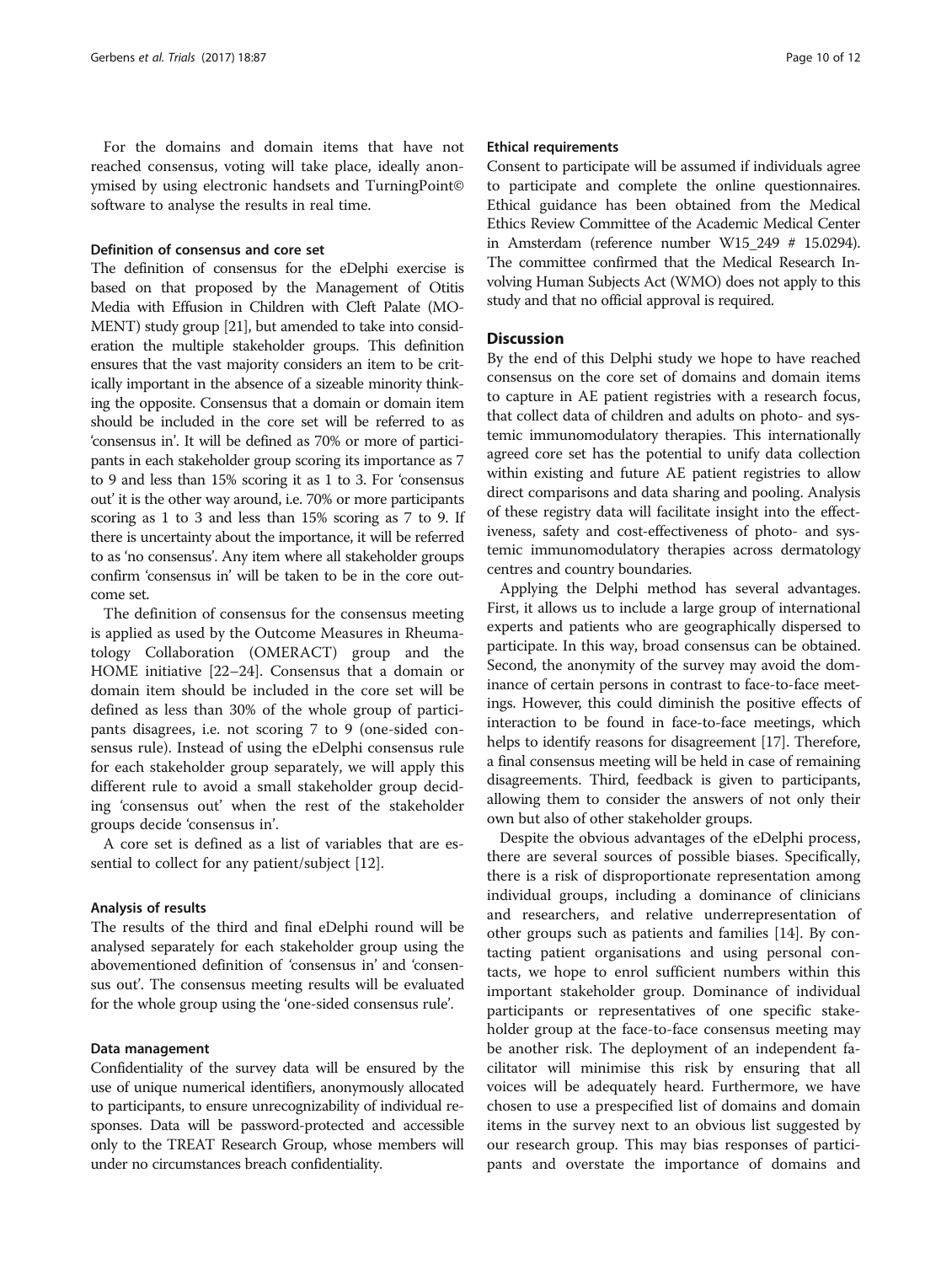For the domains and domain items that have not reached consensus, voting will take place, ideally anonymised by using electronic handsets and TurningPoint© software to analyse the results in real time.

#### Definition of consensus and core set

The definition of consensus for the eDelphi exercise is based on that proposed by the Management of Otitis Media with Effusion in Children with Cleft Palate (MOMENT) study group [21], but amended to take into consideration the multiple stakeholder groups. This definition ensures that the vast majority considers an item to be critically important in the absence of a sizeable minority thinking the opposite. Consensus that a domain or domain item should be included in the core set will be referred to as 'consensus in'. It will be defined as 70% or more of participants in each stakeholder group scoring its importance as 7 to 9 and less than 15% scoring it as 1 to 3. For 'consensus out' it is the other way around, i.e. 70% or more participants scoring as 1 to 3 and less than 15% scoring as 7 to 9. If there is uncertainty about the importance, it will be referred to as 'no consensus'. Any item where all stakeholder groups confirm 'consensus in' will be taken to be in the core outcome set.

The definition of consensus for the consensus meeting is applied as used by the Outcome Measures in Rheumatology Collaboration (OMERACT) group and the HOME initiative [22–24]. Consensus that a domain or domain item should be included in the core set will be defined as less than 30% of the whole group of participants disagrees, i.e. not scoring 7 to 9 (one-sided consensus rule). Instead of using the eDelphi consensus rule for each stakeholder group separately, we will apply this different rule to avoid a small stakeholder group deciding 'consensus out' when the rest of the stakeholder groups decide 'consensus in'.

A core set is defined as a list of variables that are essential to collect for any patient/subject [12].

#### Analysis of results

The results of the third and final eDelphi round will be analysed separately for each stakeholder group using the abovementioned definition of 'consensus in' and 'consensus out'. The consensus meeting results will be evaluated for the whole group using the 'one-sided consensus rule'.

#### Data management

Confidentiality of the survey data will be ensured by the use of unique numerical identifiers, anonymously allocated to participants, to ensure unrecognizability of individual responses. Data will be password-protected and accessible only to the TREAT Research Group, whose members will under no circumstances breach confidentiality.

#### Ethical requirements

Consent to participate will be assumed if individuals agree to participate and complete the online questionnaires. Ethical guidance has been obtained from the Medical Ethics Review Committee of the Academic Medical Center in Amsterdam (reference number W15_249 # 15.0294). The committee confirmed that the Medical Research Involving Human Subjects Act (WMO) does not apply to this study and that no official approval is required.

## Discussion

By the end of this Delphi study we hope to have reached consensus on the core set of domains and domain items to capture in AE patient registries with a research focus, that collect data of children and adults on photo- and systemic immunomodulatory therapies. This internationally agreed core set has the potential to unify data collection within existing and future AE patient registries to allow direct comparisons and data sharing and pooling. Analysis of these registry data will facilitate insight into the effectiveness, safety and cost-effectiveness of photo- and systemic immunomodulatory therapies across dermatology centres and country boundaries.

Applying the Delphi method has several advantages. First, it allows us to include a large group of international experts and patients who are geographically dispersed to participate. In this way, broad consensus can be obtained. Second, the anonymity of the survey may avoid the dominance of certain persons in contrast to face-to-face meetings. However, this could diminish the positive effects of interaction to be found in face-to-face meetings, which helps to identify reasons for disagreement [17]. Therefore, a final consensus meeting will be held in case of remaining disagreements. Third, feedback is given to participants, allowing them to consider the answers of not only their own but also of other stakeholder groups.

Despite the obvious advantages of the eDelphi process, there are several sources of possible biases. Specifically, there is a risk of disproportionate representation among individual groups, including a dominance of clinicians and researchers, and relative underrepresentation of other groups such as patients and families [14]. By contacting patient organisations and using personal contacts, we hope to enrol sufficient numbers within this important stakeholder group. Dominance of individual participants or representatives of one specific stakeholder group at the face-to-face consensus meeting may be another risk. The deployment of an independent facilitator will minimise this risk by ensuring that all voices will be adequately heard. Furthermore, we have chosen to use a prespecified list of domains and domain items in the survey next to an obvious list suggested by our research group. This may bias responses of participants and overstate the importance of domains and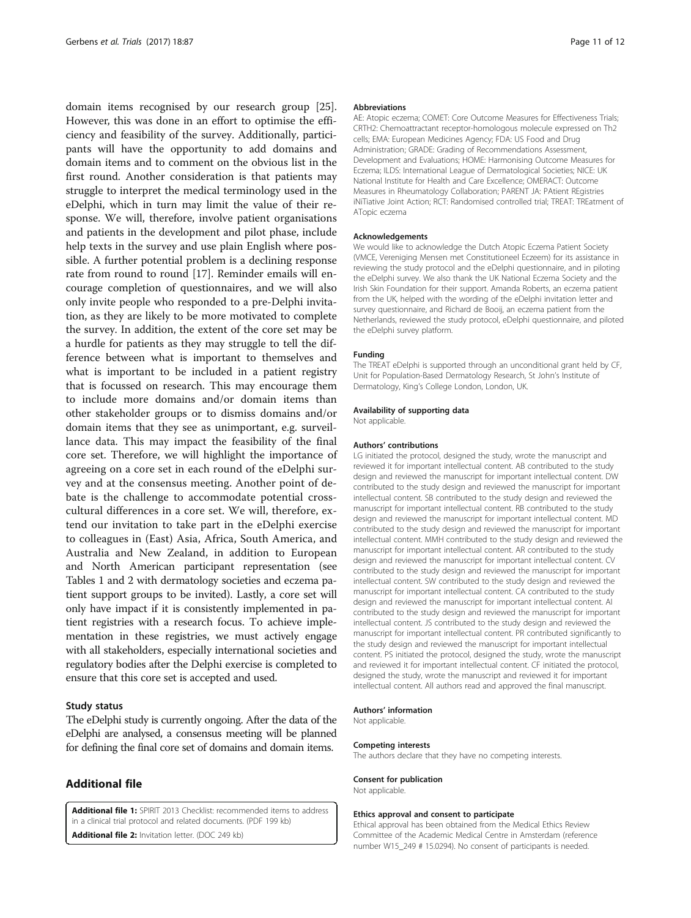domain items recognised by our research group [25]. However, this was done in an effort to optimise the efficiency and feasibility of the survey. Additionally, participants will have the opportunity to add domains and domain items and to comment on the obvious list in the first round. Another consideration is that patients may struggle to interpret the medical terminology used in the eDelphi, which in turn may limit the value of their response. We will, therefore, involve patient organisations and patients in the development and pilot phase, include help texts in the survey and use plain English where possible. A further potential problem is a declining response rate from round to round [17]. Reminder emails will encourage completion of questionnaires, and we will also only invite people who responded to a pre-Delphi invitation, as they are likely to be more motivated to complete the survey. In addition, the extent of the core set may be a hurdle for patients as they may struggle to tell the difference between what is important to themselves and what is important to be included in a patient registry that is focussed on research. This may encourage them to include more domains and/or domain items than other stakeholder groups or to dismiss domains and/or domain items that they see as unimportant, e.g. surveillance data. This may impact the feasibility of the final core set. Therefore, we will highlight the importance of agreeing on a core set in each round of the eDelphi survey and at the consensus meeting. Another point of debate is the challenge to accommodate potential cross-cultural differences in a core set. We will, therefore, extend our invitation to take part in the eDelphi exercise to colleagues in (East) Asia, Africa, South America, and Australia and New Zealand, in addition to European and North American participant representation (see Tables 1 and 2 with dermatology societies and eczema patient support groups to be invited). Lastly, a core set will only have impact if it is consistently implemented in patient registries with a research focus. To achieve implementation in these registries, we must actively engage with all stakeholders, especially international societies and regulatory bodies after the Delphi exercise is completed to ensure that this core set is accepted and used.

### Study status

The eDelphi study is currently ongoing. After the data of the eDelphi are analysed, a consensus meeting will be planned for defining the final core set of domains and domain items.

## Additional file

**Additional file 1:** SPIRIT 2013 Checklist: recommended items to address in a clinical trial protocol and related documents. (PDF 199 kb)

**Additional file 2:** Invitation letter. (DOC 249 kb)

#### Abbreviations

AE: Atopic eczema; COMET: Core Outcome Measures for Effectiveness Trials; CRTH2: Chemoattractant receptor-homologous molecule expressed on Th2 cells; EMA: European Medicines Agency; FDA: US Food and Drug Administration; GRADE: Grading of Recommendations Assessment, Development and Evaluations; HOME: Harmonising Outcome Measures for Eczema; ILDS: International League of Dermatological Societies; NICE: UK National Institute for Health and Care Excellence; OMERACT: Outcome Measures in Rheumatology Collaboration; PARENT JA: PAtient REgistries iNiTiative Joint Action; RCT: Randomised controlled trial; TREAT: TREatment of ATopic eczema

#### Acknowledgements

We would like to acknowledge the Dutch Atopic Eczema Patient Society (VMCE, Vereniging Mensen met Constitutioneel Eczeem) for its assistance in reviewing the study protocol and the eDelphi questionnaire, and in piloting the eDelphi survey. We also thank the UK National Eczema Society and the Irish Skin Foundation for their support. Amanda Roberts, an eczema patient from the UK, helped with the wording of the eDelphi invitation letter and survey questionnaire, and Richard de Booij, an eczema patient from the Netherlands, reviewed the study protocol, eDelphi questionnaire, and piloted the eDelphi survey platform.

#### Funding

The TREAT eDelphi is supported through an unconditional grant held by CF, Unit for Population-Based Dermatology Research, St John's Institute of Dermatology, King's College London, London, UK.

#### Availability of supporting data

Not applicable.

#### Authors' contributions

LG initiated the protocol, designed the study, wrote the manuscript and reviewed it for important intellectual content. AB contributed to the study design and reviewed the manuscript for important intellectual content. DW contributed to the study design and reviewed the manuscript for important intellectual content. SB contributed to the study design and reviewed the manuscript for important intellectual content. RB contributed to the study design and reviewed the manuscript for important intellectual content. MD contributed to the study design and reviewed the manuscript for important intellectual content. MMH contributed to the study design and reviewed the manuscript for important intellectual content. AR contributed to the study design and reviewed the manuscript for important intellectual content. CV contributed to the study design and reviewed the manuscript for important intellectual content. SW contributed to the study design and reviewed the manuscript for important intellectual content. CA contributed to the study design and reviewed the manuscript for important intellectual content. AI contributed to the study design and reviewed the manuscript for important intellectual content. JS contributed to the study design and reviewed the manuscript for important intellectual content. PR contributed significantly to the study design and reviewed the manuscript for important intellectual content. PS initiated the protocol, designed the study, wrote the manuscript and reviewed it for important intellectual content. CF initiated the protocol, designed the study, wrote the manuscript and reviewed it for important intellectual content. All authors read and approved the final manuscript.

#### Authors' information

Not applicable.

#### Competing interests

The authors declare that they have no competing interests.

#### Consent for publication

Not applicable.

#### Ethics approval and consent to participate

Ethical approval has been obtained from the Medical Ethics Review Committee of the Academic Medical Centre in Amsterdam (reference number W15_249 # 15.0294). No consent of participants is needed.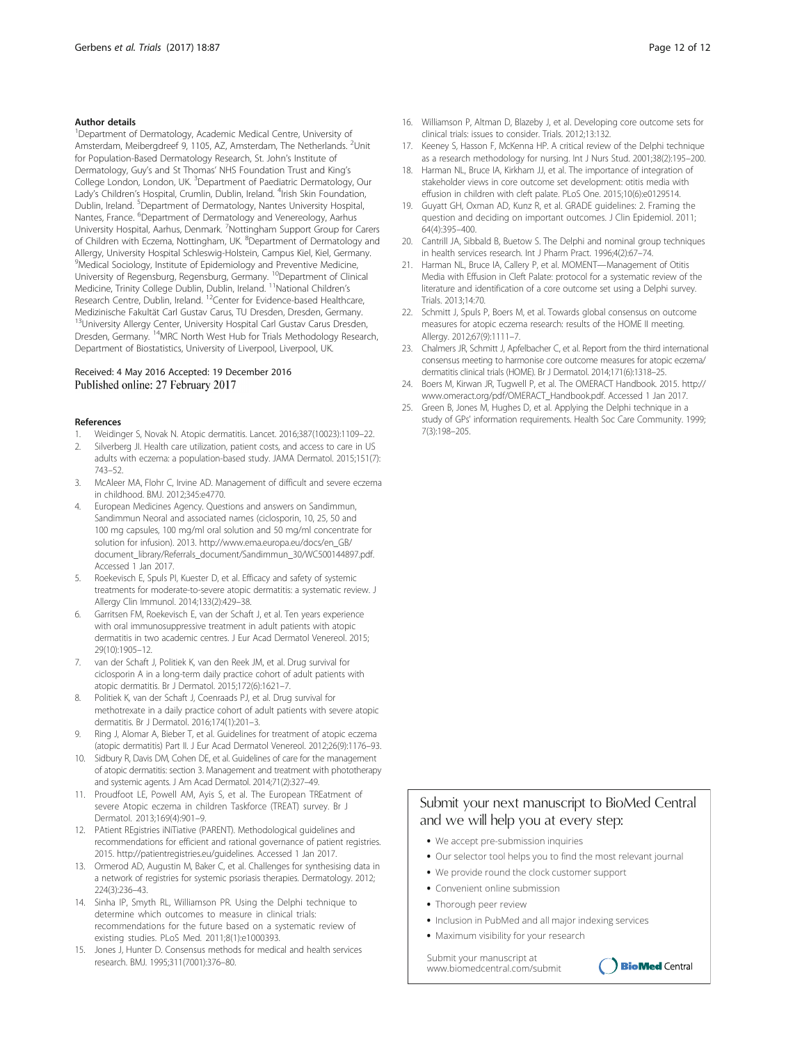### Author details

[1]Department of Dermatology, Academic Medical Centre, University of Amsterdam, Meibergdreef 9, 1105, AZ, Amsterdam, The Netherlands. [2]Unit for Population-Based Dermatology Research, St. John's Institute of Dermatology, Guy's and St Thomas' NHS Foundation Trust and King's College London, London, UK. [3]Department of Paediatric Dermatology, Our Lady's Children's Hospital, Crumlin, Dublin, Ireland. [4]Irish Skin Foundation, Dublin, Ireland. [5]Department of Dermatology, Nantes University Hospital, Nantes, France. [6]Department of Dermatology and Venereology, Aarhus University Hospital, Aarhus, Denmark. [7]Nottingham Support Group for Carers of Children with Eczema, Nottingham, UK. [8]Department of Dermatology and Allergy, University Hospital Schleswig-Holstein, Campus Kiel, Kiel, Germany. [9]Medical Sociology, Institute of Epidemiology and Preventive Medicine, University of Regensburg, Regensburg, Germany. [10]Department of Clinical Medicine, Trinity College Dublin, Dublin, Ireland. [11]National Children's Research Centre, Dublin, Ireland. [12]Center for Evidence-based Healthcare, Medizinische Fakultät Carl Gustav Carus, TU Dresden, Dresden, Germany. [13]University Allergy Center, University Hospital Carl Gustav Carus Dresden, Dresden, Germany. [14]MRC North West Hub for Trials Methodology Research, Department of Biostatistics, University of Liverpool, Liverpool, UK.

Received: 4 May 2016 Accepted: 19 December 2016
Published online: 27 February 2017

### References

1. Weidinger S, Novak N. Atopic dermatitis. Lancet. 2016;387(10023):1109–22.
2. Silverberg JI. Health care utilization, patient costs, and access to care in US adults with eczema: a population-based study. JAMA Dermatol. 2015;151(7):743–52.
3. McAleer MA, Flohr C, Irvine AD. Management of difficult and severe eczema in childhood. BMJ. 2012;345:e4770.
4. European Medicines Agency. Questions and answers on Sandimmun, Sandimmun Neoral and associated names (ciclosporin, 10, 25, 50 and 100 mg capsules, 100 mg/ml oral solution and 50 mg/ml concentrate for solution for infusion). 2013. http://www.ema.europa.eu/docs/en_GB/document_library/Referrals_document/Sandimmun_30/WC500144897.pdf. Accessed 1 Jan 2017.
5. Roekevisch E, Spuls PI, Kuester D, et al. Efficacy and safety of systemic treatments for moderate-to-severe atopic dermatitis: a systematic review. J Allergy Clin Immunol. 2014;133(2):429–38.
6. Garritsen FM, Roekevisch E, van der Schaft J, et al. Ten years experience with oral immunosuppressive treatment in adult patients with atopic dermatitis in two academic centres. J Eur Acad Dermatol Venereol. 2015;29(10):1905–12.
7. van der Schaft J, Politiek K, van den Reek JM, et al. Drug survival for ciclosporin A in a long-term daily practice cohort of adult patients with atopic dermatitis. Br J Dermatol. 2015;172(6):1621–7.
8. Politiek K, van der Schaft J, Coenraads PJ, et al. Drug survival for methotrexate in a daily practice cohort of adult patients with severe atopic dermatitis. Br J Dermatol. 2016;174(1):201–3.
9. Ring J, Alomar A, Bieber T, et al. Guidelines for treatment of atopic eczema (atopic dermatitis) Part II. J Eur Acad Dermatol Venereol. 2012;26(9):1176–93.
10. Sidbury R, Davis DM, Cohen DE, et al. Guidelines of care for the management of atopic dermatitis: section 3. Management and treatment with phototherapy and systemic agents. J Am Acad Dermatol. 2014;71(2):327–49.
11. Proudfoot LE, Powell AM, Ayis S, et al. The European TREatment of severe Atopic eczema in children Taskforce (TREAT) survey. Br J Dermatol. 2013;169(4):901–9.
12. PAtient REgistries iNiTiative (PARENT). Methodological guidelines and recommendations for efficient and rational governance of patient registries. 2015. http://patientregistries.eu/guidelines. Accessed 1 Jan 2017.
13. Ormerod AD, Augustin M, Baker C, et al. Challenges for synthesising data in a network of registries for systemic psoriasis therapies. Dermatology. 2012;224(3):236–43.
14. Sinha IP, Smyth RL, Williamson PR. Using the Delphi technique to determine which outcomes to measure in clinical trials: recommendations for the future based on a systematic review of existing studies. PLoS Med. 2011;8(1):e1000393.
15. Jones J, Hunter D. Consensus methods for medical and health services research. BMJ. 1995;311(7001):376–80.
16. Williamson P, Altman D, Blazeby J, et al. Developing core outcome sets for clinical trials: issues to consider. Trials. 2012;13:132.
17. Keeney S, Hasson F, McKenna HP. A critical review of the Delphi technique as a research methodology for nursing. Int J Nurs Stud. 2001;38(2):195–200.
18. Harman NL, Bruce IA, Kirkham JJ, et al. The importance of integration of stakeholder views in core outcome set development: otitis media with effusion in children with cleft palate. PLoS One. 2015;10(6):e0129514.
19. Guyatt GH, Oxman AD, Kunz R, et al. GRADE guidelines: 2. Framing the question and deciding on important outcomes. J Clin Epidemiol. 2011;64(4):395–400.
20. Cantrill JA, Sibbald B, Buetow S. The Delphi and nominal group techniques in health services research. Int J Pharm Pract. 1996;4(2):67–74.
21. Harman NL, Bruce IA, Callery P, et al. MOMENT—Management of Otitis Media with Effusion in Cleft Palate: protocol for a systematic review of the literature and identification of a core outcome set using a Delphi survey. Trials. 2013;14:70.
22. Schmitt J, Spuls P, Boers M, et al. Towards global consensus on outcome measures for atopic eczema research: results of the HOME II meeting. Allergy. 2012;67(9):1111–7.
23. Chalmers JR, Schmitt J, Apfelbacher C, et al. Report from the third international consensus meeting to harmonise core outcome measures for atopic eczema/dermatitis clinical trials (HOME). Br J Dermatol. 2014;171(6):1318–25.
24. Boers M, Kirwan JR, Tugwell P, et al. The OMERACT Handbook. 2015. http://www.omeract.org/pdf/OMERACT_Handbook.pdf. Accessed 1 Jan 2017.
25. Green B, Jones M, Hughes D, et al. Applying the Delphi technique in a study of GPs' information requirements. Health Soc Care Community. 1999;7(3):198–205.

Submit your next manuscript to BioMed Central and we will help you at every step:

- We accept pre-submission inquiries
- Our selector tool helps you to find the most relevant journal
- We provide round the clock customer support
- Convenient online submission
- Thorough peer review
- Inclusion in PubMed and all major indexing services
- Maximum visibility for your research

Submit your manuscript at www.biomedcentral.com/submit